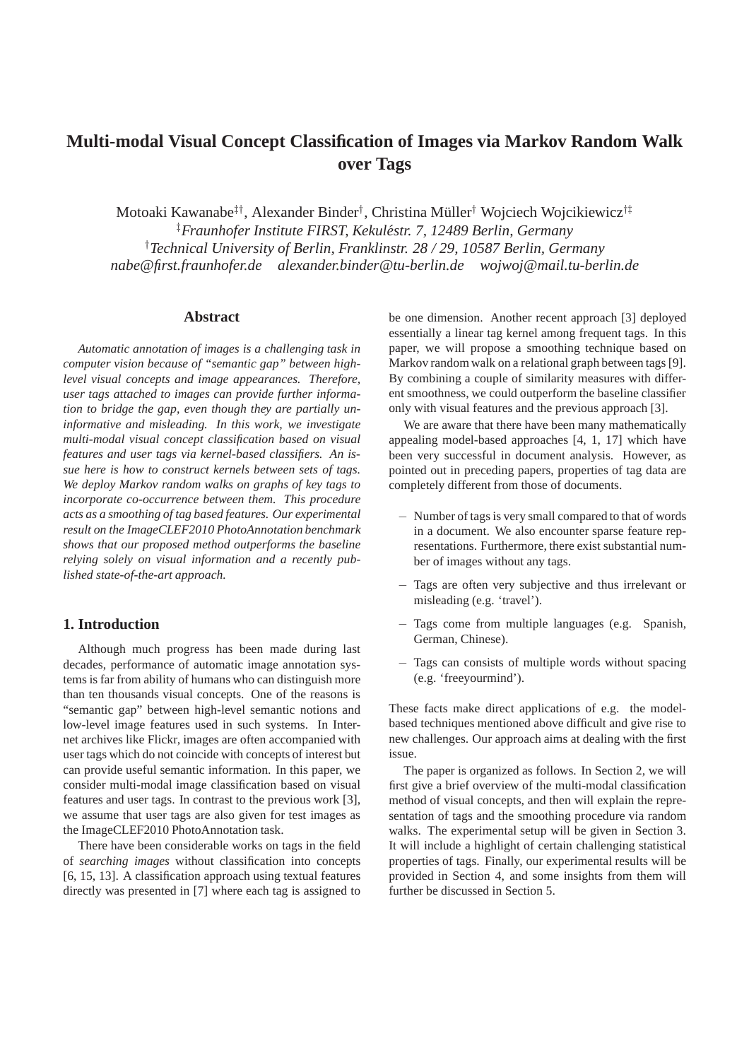# Multi-modal Visual Concept Classification of Images via Markov Random Walk over Tags

Motoaki Kawanabe[‡†], Alexander Binder[†], Christina Müller[†] Wojciech Wojcikiewicz[†‡]
[‡]*Fraunhofer Institute FIRST, Kekuléstr. 7, 12489 Berlin, Germany*
[†]*Technical University of Berlin, Franklinstr. 28 / 29, 10587 Berlin, Germany*
*nabe@first.fraunhofer.de alexander.binder@tu-berlin.de wojwoj@mail.tu-berlin.de*

## Abstract

*Automatic annotation of images is a challenging task in computer vision because of "semantic gap" between high-level visual concepts and image appearances. Therefore, user tags attached to images can provide further information to bridge the gap, even though they are partially uninformative and misleading. In this work, we investigate multi-modal visual concept classification based on visual features and user tags via kernel-based classifiers. An issue here is how to construct kernels between sets of tags. We deploy Markov random walks on graphs of key tags to incorporate co-occurrence between them. This procedure acts as a smoothing of tag based features. Our experimental result on the ImageCLEF2010 PhotoAnnotation benchmark shows that our proposed method outperforms the baseline relying solely on visual information and a recently published state-of-the-art approach.*

## 1. Introduction

Although much progress has been made during last decades, performance of automatic image annotation systems is far from ability of humans who can distinguish more than ten thousands visual concepts. One of the reasons is "semantic gap" between high-level semantic notions and low-level image features used in such systems. In Internet archives like Flickr, images are often accompanied with user tags which do not coincide with concepts of interest but can provide useful semantic information. In this paper, we consider multi-modal image classification based on visual features and user tags. In contrast to the previous work [3], we assume that user tags are also given for test images as the ImageCLEF2010 PhotoAnnotation task.

There have been considerable works on tags in the field of *searching images* without classification into concepts [6, 15, 13]. A classification approach using textual features directly was presented in [7] where each tag is assigned to be one dimension. Another recent approach [3] deployed essentially a linear tag kernel among frequent tags. In this paper, we will propose a smoothing technique based on Markov random walk on a relational graph between tags [9]. By combining a couple of similarity measures with different smoothness, we could outperform the baseline classifier only with visual features and the previous approach [3].

We are aware that there have been many mathematically appealing model-based approaches [4, 1, 17] which have been very successful in document analysis. However, as pointed out in preceding papers, properties of tag data are completely different from those of documents.

- Number of tags is very small compared to that of words in a document. We also encounter sparse feature representations. Furthermore, there exist substantial number of images without any tags.
- Tags are often very subjective and thus irrelevant or misleading (e.g. 'travel').
- Tags come from multiple languages (e.g. Spanish, German, Chinese).
- Tags can consists of multiple words without spacing (e.g. 'freeyourmind').

These facts make direct applications of e.g. the model-based techniques mentioned above difficult and give rise to new challenges. Our approach aims at dealing with the first issue.

The paper is organized as follows. In Section 2, we will first give a brief overview of the multi-modal classification method of visual concepts, and then will explain the representation of tags and the smoothing procedure via random walks. The experimental setup will be given in Section 3. It will include a highlight of certain challenging statistical properties of tags. Finally, our experimental results will be provided in Section 4, and some insights from them will further be discussed in Section 5.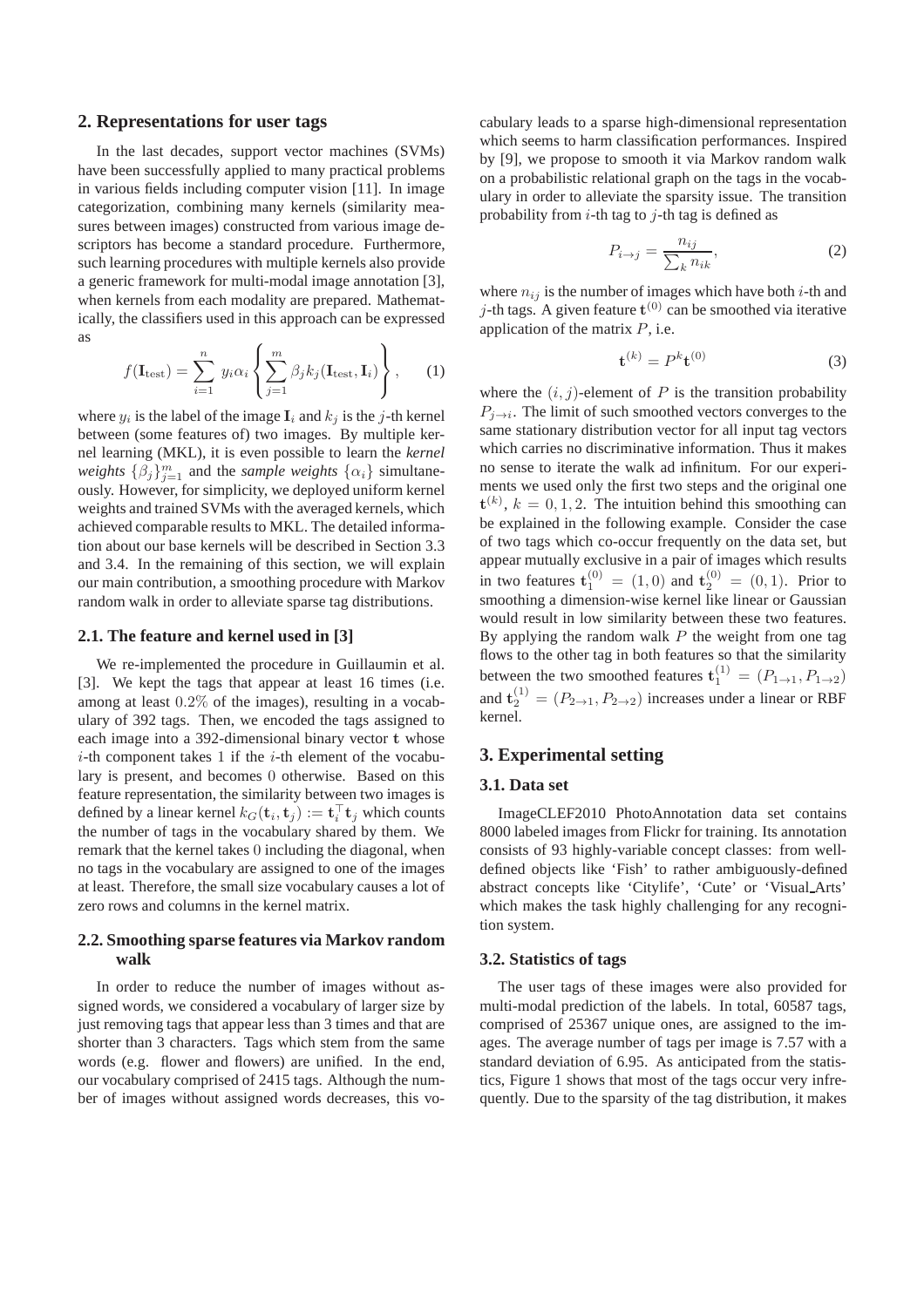## 2. Representations for user tags

In the last decades, support vector machines (SVMs) have been successfully applied to many practical problems in various fields including computer vision [11]. In image categorization, combining many kernels (similarity measures between images) constructed from various image descriptors has become a standard procedure. Furthermore, such learning procedures with multiple kernels also provide a generic framework for multi-modal image annotation [3], when kernels from each modality are prepared. Mathematically, the classifiers used in this approach can be expressed as

$$f(\mathbf{I}_{\text{test}}) = \sum_{i=1}^{n} y_i \alpha_i \left\{ \sum_{j=1}^{m} \beta_j k_j(\mathbf{I}_{\text{test}}, \mathbf{I}_i) \right\}, \qquad (1)$$

where $y_i$ is the label of the image $\mathbf{I}_i$ and $k_j$ is the $j$-th kernel between (some features of) two images. By multiple kernel learning (MKL), it is even possible to learn the *kernel weights* $\{\beta_j\}_{j=1}^m$ and the *sample weights* $\{\alpha_i\}$ simultaneously. However, for simplicity, we deployed uniform kernel weights and trained SVMs with the averaged kernels, which achieved comparable results to MKL. The detailed information about our base kernels will be described in Section 3.3 and 3.4. In the remaining of this section, we will explain our main contribution, a smoothing procedure with Markov random walk in order to alleviate sparse tag distributions.

### 2.1. The feature and kernel used in [3]

We re-implemented the procedure in Guillaumin et al. [3]. We kept the tags that appear at least 16 times (i.e. among at least $0.2\%$ of the images), resulting in a vocabulary of 392 tags. Then, we encoded the tags assigned to each image into a 392-dimensional binary vector $\mathbf{t}$ whose $i$-th component takes 1 if the $i$-th element of the vocabulary is present, and becomes 0 otherwise. Based on this feature representation, the similarity between two images is defined by a linear kernel $k_G(\mathbf{t}_i, \mathbf{t}_j) := \mathbf{t}_i^\top \mathbf{t}_j$ which counts the number of tags in the vocabulary shared by them. We remark that the kernel takes 0 including the diagonal, when no tags in the vocabulary are assigned to one of the images at least. Therefore, the small size vocabulary causes a lot of zero rows and columns in the kernel matrix.

### 2.2. Smoothing sparse features via Markov random walk

In order to reduce the number of images without assigned words, we considered a vocabulary of larger size by just removing tags that appear less than 3 times and that are shorter than 3 characters. Tags which stem from the same words (e.g. flower and flowers) are unified. In the end, our vocabulary comprised of 2415 tags. Although the number of images without assigned words decreases, this vocabulary leads to a sparse high-dimensional representation which seems to harm classification performances. Inspired by [9], we propose to smooth it via Markov random walk on a probabilistic relational graph on the tags in the vocabulary in order to alleviate the sparsity issue. The transition probability from $i$-th tag to $j$-th tag is defined as

$$P_{i \to j} = \frac{n_{ij}}{\sum_k n_{ik}}, \qquad (2)$$

where $n_{ij}$ is the number of images which have both $i$-th and $j$-th tags. A given feature $\mathbf{t}^{(0)}$ can be smoothed via iterative application of the matrix $P$, i.e.

$$\mathbf{t}^{(k)} = P^k \mathbf{t}^{(0)} \qquad (3)$$

where the $(i,j)$-element of $P$ is the transition probability $P_{j \to i}$. The limit of such smoothed vectors converges to the same stationary distribution vector for all input tag vectors which carries no discriminative information. Thus it makes no sense to iterate the walk ad infinitum. For our experiments we used only the first two steps and the original one $\mathbf{t}^{(k)}$, $k = 0, 1, 2$. The intuition behind this smoothing can be explained in the following example. Consider the case of two tags which co-occur frequently on the data set, but appear mutually exclusive in a pair of images which results in two features $\mathbf{t}_1^{(0)} = (1, 0)$ and $\mathbf{t}_2^{(0)} = (0, 1)$. Prior to smoothing a dimension-wise kernel like linear or Gaussian would result in low similarity between these two features. By applying the random walk $P$ the weight from one tag flows to the other tag in both features so that the similarity between the two smoothed features $\mathbf{t}_1^{(1)} = (P_{1\to 1}, P_{1\to 2})$ and $\mathbf{t}_2^{(1)} = (P_{2\to 1}, P_{2\to 2})$ increases under a linear or RBF kernel.

## 3. Experimental setting

### 3.1. Data set

ImageCLEF2010 PhotoAnnotation data set contains 8000 labeled images from Flickr for training. Its annotation consists of 93 highly-variable concept classes: from well-defined objects like 'Fish' to rather ambiguously-defined abstract concepts like 'Citylife', 'Cute' or 'Visual_Arts' which makes the task highly challenging for any recognition system.

### 3.2. Statistics of tags

The user tags of these images were also provided for multi-modal prediction of the labels. In total, 60587 tags, comprised of 25367 unique ones, are assigned to the images. The average number of tags per image is 7.57 with a standard deviation of 6.95. As anticipated from the statistics, Figure 1 shows that most of the tags occur very infrequently. Due to the sparsity of the tag distribution, it makes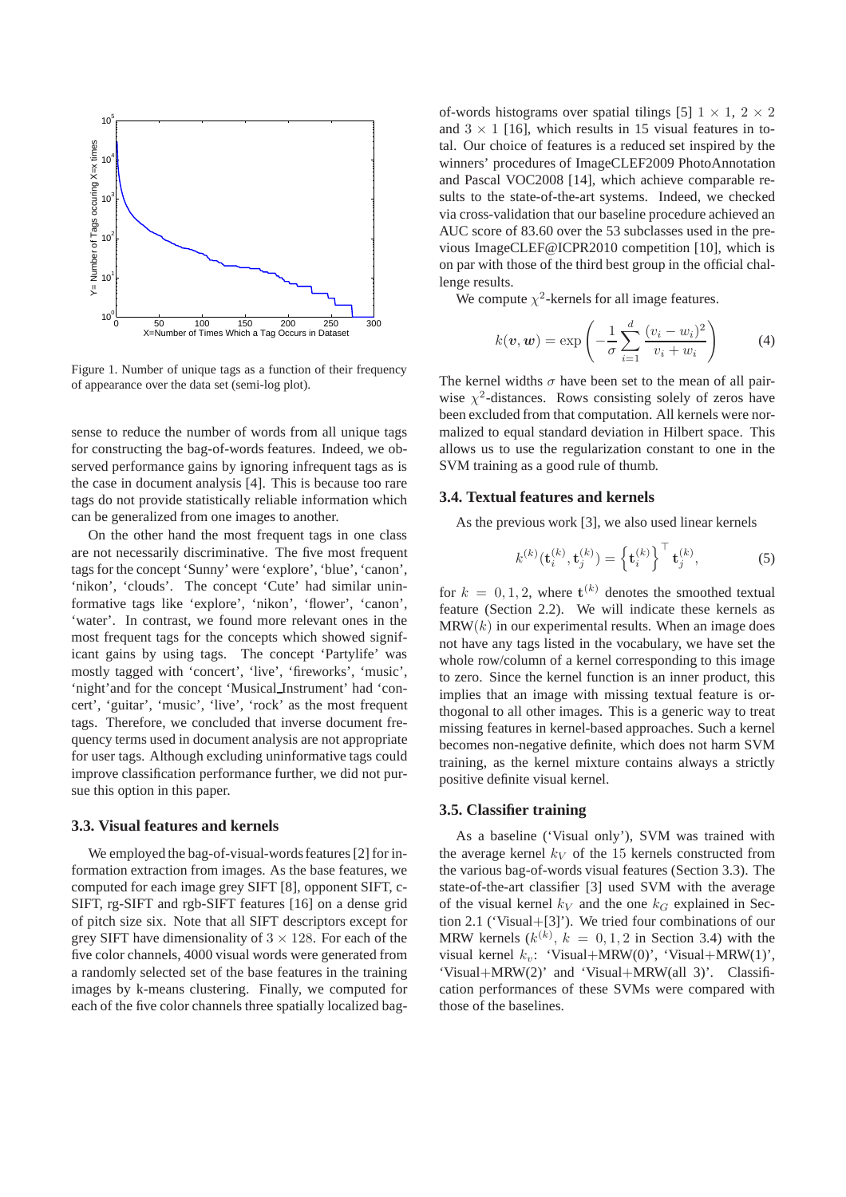Figure 1. Number of unique tags as a function of their frequency of appearance over the data set (semi-log plot).

sense to reduce the number of words from all unique tags for constructing the bag-of-words features. Indeed, we observed performance gains by ignoring infrequent tags as is the case in document analysis [4]. This is because too rare tags do not provide statistically reliable information which can be generalized from one images to another.

On the other hand the most frequent tags in one class are not necessarily discriminative. The five most frequent tags for the concept 'Sunny' were 'explore', 'blue', 'canon', 'nikon', 'clouds'. The concept 'Cute' had similar uninformative tags like 'explore', 'nikon', 'flower', 'canon', 'water'. In contrast, we found more relevant ones in the most frequent tags for the concepts which showed significant gains by using tags. The concept 'Partylife' was mostly tagged with 'concert', 'live', 'fireworks', 'music', 'night'and for the concept 'Musical_Instrument' had 'concert', 'guitar', 'music', 'live', 'rock' as the most frequent tags. Therefore, we concluded that inverse document frequency terms used in document analysis are not appropriate for user tags. Although excluding uninformative tags could improve classification performance further, we did not pursue this option in this paper.

### 3.3. Visual features and kernels

We employed the bag-of-visual-words features [2] for information extraction from images. As the base features, we computed for each image grey SIFT [8], opponent SIFT, c-SIFT, rg-SIFT and rgb-SIFT features [16] on a dense grid of pitch size six. Note that all SIFT descriptors except for grey SIFT have dimensionality of $3 \times 128$. For each of the five color channels, 4000 visual words were generated from a randomly selected set of the base features in the training images by k-means clustering. Finally, we computed for each of the five color channels three spatially localized bag-of-words histograms over spatial tilings [5] $1 \times 1$, $2 \times 2$ and $3 \times 1$ [16], which results in 15 visual features in total. Our choice of features is a reduced set inspired by the winners' procedures of ImageCLEF2009 PhotoAnnotation and Pascal VOC2008 [14], which achieve comparable results to the state-of-the-art systems. Indeed, we checked via cross-validation that our baseline procedure achieved an AUC score of 83.60 over the 53 subclasses used in the previous ImageCLEF@ICPR2010 competition [10], which is on par with those of the third best group in the official challenge results.

We compute $\chi^2$-kernels for all image features.

$$k(\boldsymbol{v}, \boldsymbol{w}) = \exp\left(-\frac{1}{\sigma}\sum_{i=1}^{d}\frac{(v_i - w_i)^2}{v_i + w_i}\right) \tag{4}$$

The kernel widths $\sigma$ have been set to the mean of all pairwise $\chi^2$-distances. Rows consisting solely of zeros have been excluded from that computation. All kernels were normalized to equal standard deviation in Hilbert space. This allows us to use the regularization constant to one in the SVM training as a good rule of thumb.

### 3.4. Textual features and kernels

As the previous work [3], we also used linear kernels

$$k^{(k)}(\mathbf{t}_i^{(k)}, \mathbf{t}_j^{(k)}) = \left\{\mathbf{t}_i^{(k)}\right\}^\top \mathbf{t}_j^{(k)}, \tag{5}$$

for $k = 0, 1, 2$, where $\mathbf{t}^{(k)}$ denotes the smoothed textual feature (Section 2.2). We will indicate these kernels as $\text{MRW}(k)$ in our experimental results. When an image does not have any tags listed in the vocabulary, we have set the whole row/column of a kernel corresponding to this image to zero. Since the kernel function is an inner product, this implies that an image with missing textual feature is orthogonal to all other images. This is a generic way to treat missing features in kernel-based approaches. Such a kernel becomes non-negative definite, which does not harm SVM training, as the kernel mixture contains always a strictly positive definite visual kernel.

### 3.5. Classifier training

As a baseline ('Visual only'), SVM was trained with the average kernel $k_V$ of the 15 kernels constructed from the various bag-of-words visual features (Section 3.3). The state-of-the-art classifier [3] used SVM with the average of the visual kernel $k_V$ and the one $k_G$ explained in Section 2.1 ('Visual+[3]'). We tried four combinations of our MRW kernels ($k^{(k)}$, $k = 0, 1, 2$ in Section 3.4) with the visual kernel $k_v$: 'Visual+MRW(0)', 'Visual+MRW(1)', 'Visual+MRW(2)' and 'Visual+MRW(all 3)'. Classification performances of these SVMs were compared with those of the baselines.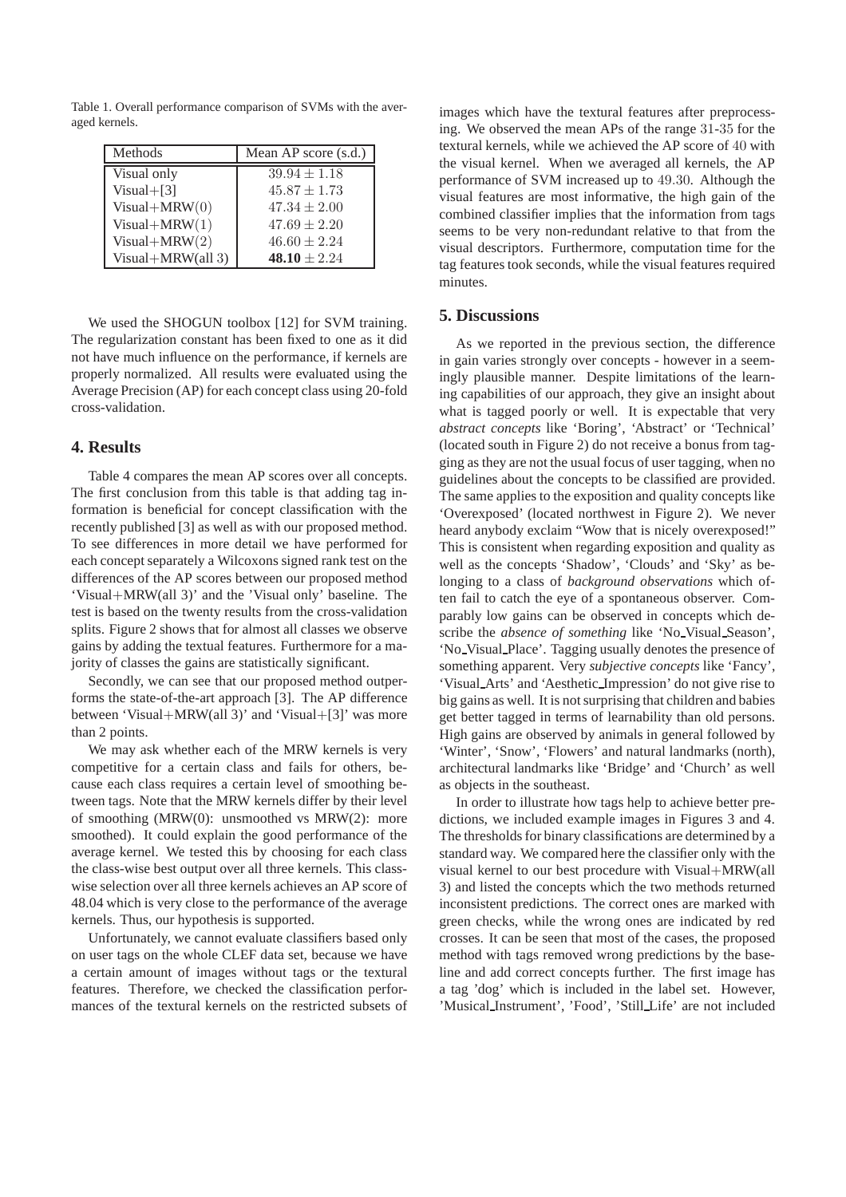Table 1. Overall performance comparison of SVMs with the averaged kernels.

| Methods | Mean AP score (s.d.) |
|---|---|
| Visual only | $39.94 \pm 1.18$ |
| Visual+[3] | $45.87 \pm 1.73$ |
| Visual+MRW(0) | $47.34 \pm 2.00$ |
| Visual+MRW(1) | $47.69 \pm 2.20$ |
| Visual+MRW(2) | $46.60 \pm 2.24$ |
| Visual+MRW(all 3) | **48.10** $\pm 2.24$ |

We used the SHOGUN toolbox [12] for SVM training. The regularization constant has been fixed to one as it did not have much influence on the performance, if kernels are properly normalized. All results were evaluated using the Average Precision (AP) for each concept class using 20-fold cross-validation.

## 4. Results

Table 4 compares the mean AP scores over all concepts. The first conclusion from this table is that adding tag information is beneficial for concept classification with the recently published [3] as well as with our proposed method. To see differences in more detail we have performed for each concept separately a Wilcoxons signed rank test on the differences of the AP scores between our proposed method 'Visual+MRW(all 3)' and the 'Visual only' baseline. The test is based on the twenty results from the cross-validation splits. Figure 2 shows that for almost all classes we observe gains by adding the textual features. Furthermore for a majority of classes the gains are statistically significant.

Secondly, we can see that our proposed method outperforms the state-of-the-art approach [3]. The AP difference between 'Visual+MRW(all 3)' and 'Visual+[3]' was more than 2 points.

We may ask whether each of the MRW kernels is very competitive for a certain class and fails for others, because each class requires a certain level of smoothing between tags. Note that the MRW kernels differ by their level of smoothing (MRW(0): unsmoothed vs MRW(2): more smoothed). It could explain the good performance of the average kernel. We tested this by choosing for each class the class-wise best output over all three kernels. This class-wise selection over all three kernels achieves an AP score of 48.04 which is very close to the performance of the average kernels. Thus, our hypothesis is supported.

Unfortunately, we cannot evaluate classifiers based only on user tags on the whole CLEF data set, because we have a certain amount of images without tags or the textural features. Therefore, we checked the classification performances of the textural kernels on the restricted subsets of images which have the textural features after preprocessing. We observed the mean APs of the range 31-35 for the textural kernels, while we achieved the AP score of 40 with the visual kernel. When we averaged all kernels, the AP performance of SVM increased up to 49.30. Although the visual features are most informative, the high gain of the combined classifier implies that the information from tags seems to be very non-redundant relative to that from the visual descriptors. Furthermore, computation time for the tag features took seconds, while the visual features required minutes.

## 5. Discussions

As we reported in the previous section, the difference in gain varies strongly over concepts - however in a seemingly plausible manner. Despite limitations of the learning capabilities of our approach, they give an insight about what is tagged poorly or well. It is expectable that very *abstract concepts* like 'Boring', 'Abstract' or 'Technical' (located south in Figure 2) do not receive a bonus from tagging as they are not the usual focus of user tagging, when no guidelines about the concepts to be classified are provided. The same applies to the exposition and quality concepts like 'Overexposed' (located northwest in Figure 2). We never heard anybody exclaim "Wow that is nicely overexposed!" This is consistent when regarding exposition and quality as well as the concepts 'Shadow', 'Clouds' and 'Sky' as belonging to a class of *background observations* which often fail to catch the eye of a spontaneous observer. Comparably low gains can be observed in concepts which describe the *absence of something* like 'No_Visual_Season', 'No_Visual_Place'. Tagging usually denotes the presence of something apparent. Very *subjective concepts* like 'Fancy', 'Visual_Arts' and 'Aesthetic_Impression' do not give rise to big gains as well. It is not surprising that children and babies get better tagged in terms of learnability than old persons. High gains are observed by animals in general followed by 'Winter', 'Snow', 'Flowers' and natural landmarks (north), architectural landmarks like 'Bridge' and 'Church' as well as objects in the southeast.

In order to illustrate how tags help to achieve better predictions, we included example images in Figures 3 and 4. The thresholds for binary classifications are determined by a standard way. We compared here the classifier only with the visual kernel to our best procedure with Visual+MRW(all 3) and listed the concepts which the two methods returned inconsistent predictions. The correct ones are marked with green checks, while the wrong ones are indicated by red crosses. It can be seen that most of the cases, the proposed method with tags removed wrong predictions by the baseline and add correct concepts further. The first image has a tag 'dog' which is included in the label set. However, 'Musical_Instrument', 'Food', 'Still_Life' are not included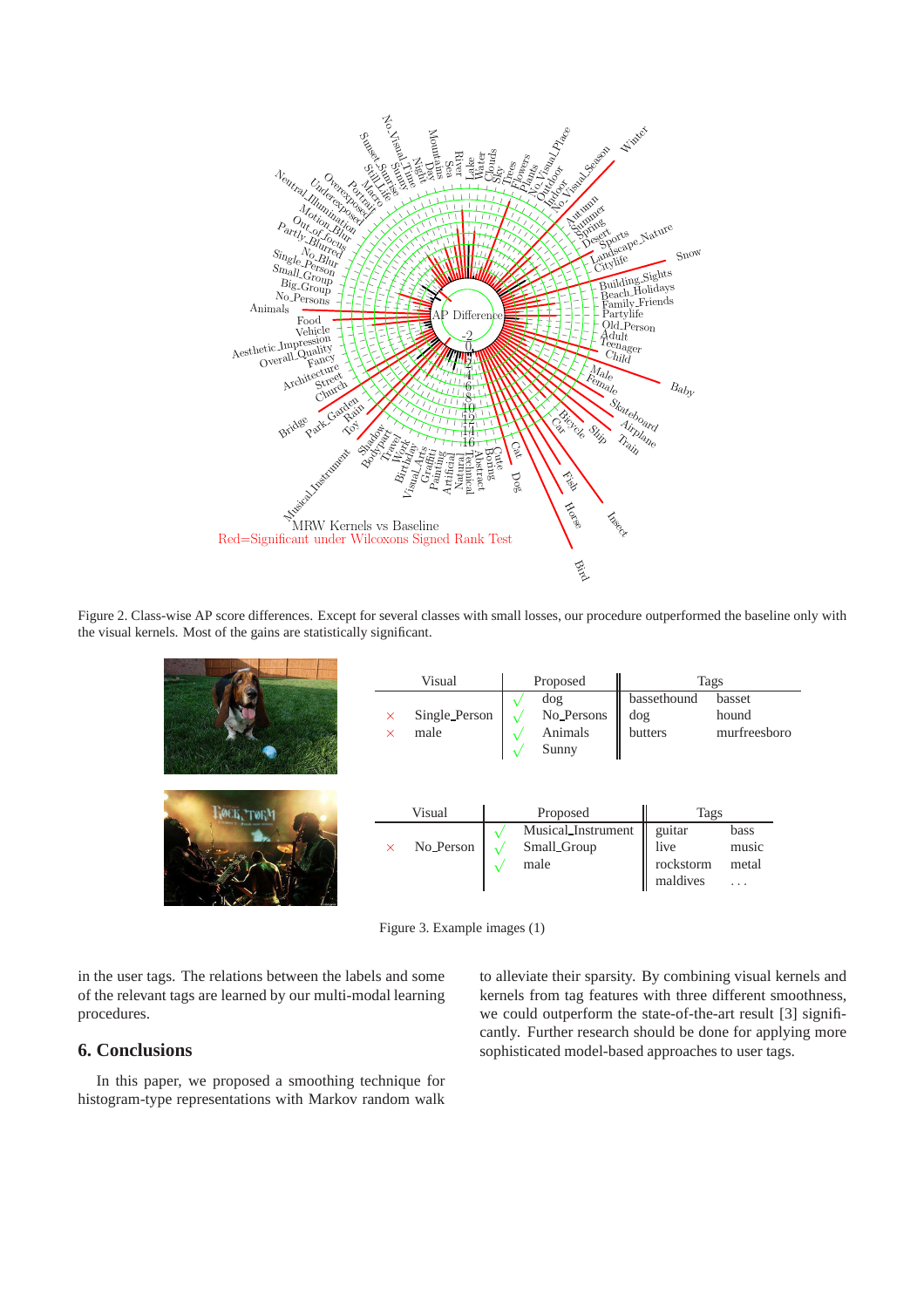Figure 2. Class-wise AP score differences. Except for several classes with small losses, our procedure outperformed the baseline only with the visual kernels. Most of the gains are statistically significant.

| Visual | | Proposed | | Tags | |
|---|---|---|---|---|---|
| × | Single_Person | √ | dog | bassethound | basset |
| × | male | √ | No_Persons | dog | hound |
| | | √ | Animals | butters | murfreesboro |
| | | √ | Sunny | | |

| Visual | | Proposed | | Tags | |
|---|---|---|---|---|---|
| × | No_Person | √ | Musical_Instrument | guitar | bass |
| | | √ | Small_Group | live | music |
| | | √ | male | rockstorm | metal |
| | | | | maldives | ... |

Figure 3. Example images (1)

in the user tags. The relations between the labels and some of the relevant tags are learned by our multi-modal learning procedures.

## 6. Conclusions

In this paper, we proposed a smoothing technique for histogram-type representations with Markov random walk to alleviate their sparsity. By combining visual kernels and kernels from tag features with three different smoothness, we could outperform the state-of-the-art result [3] significantly. Further research should be done for applying more sophisticated model-based approaches to user tags.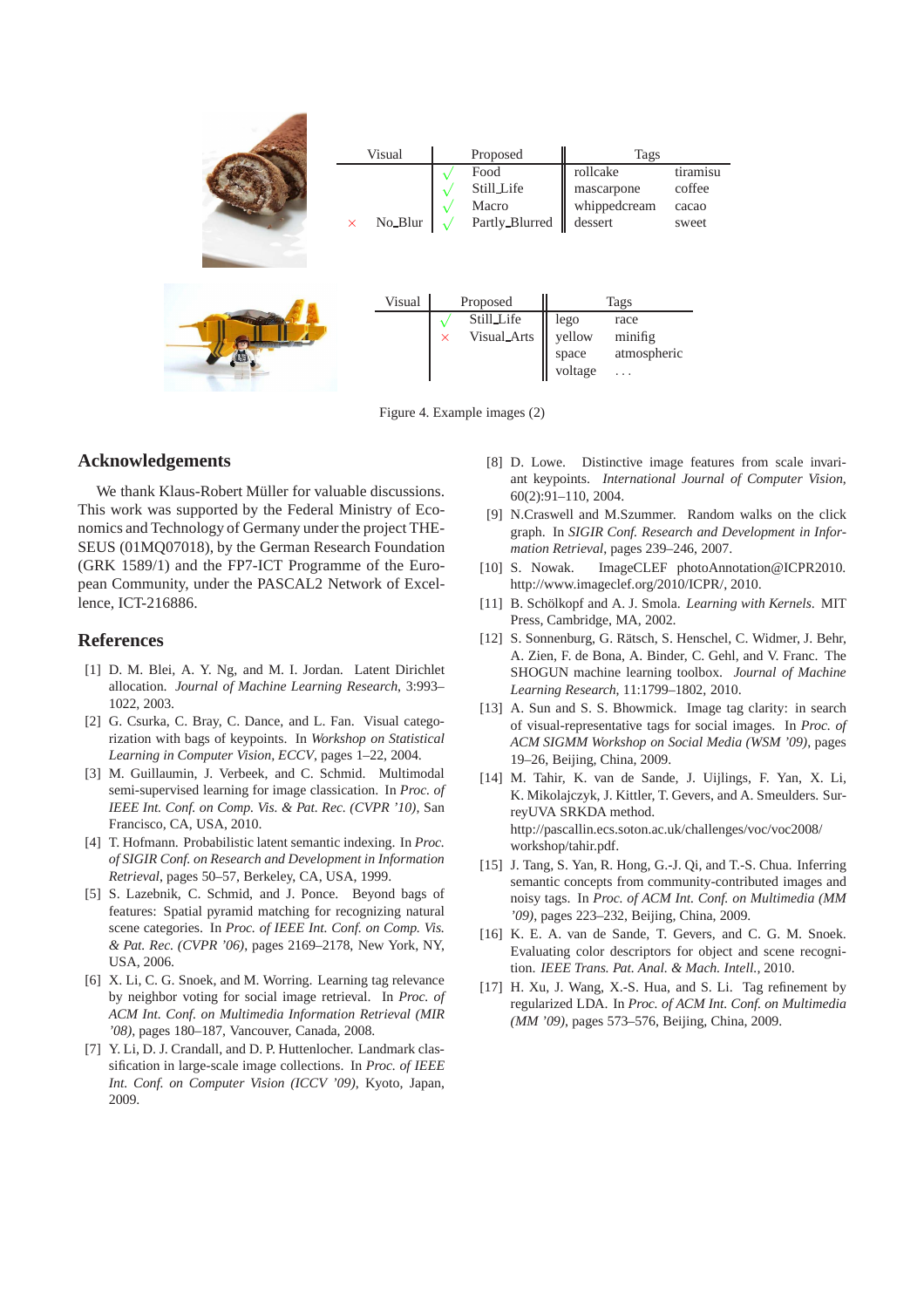| Visual | | | Proposed | Tags | |
|---|---|---|---|---|---|
| | | √ | Food | rollcake | tiramisu |
| | | √ | Still_Life | mascarpone | coffee |
| | | √ | Macro | whippedcream | cacao |
| × | No_Blur | √ | Partly_Blurred | dessert | sweet |

| Visual | | Proposed | Tags | |
|---|---|---|---|---|
| | √ | Still_Life | lego | race |
| | × | Visual_Arts | yellow | minifig |
| | | | space | atmospheric |
| | | | voltage | . . . |

Figure 4. Example images (2)

## Acknowledgements

We thank Klaus-Robert Müller for valuable discussions. This work was supported by the Federal Ministry of Economics and Technology of Germany under the project THESEUS (01MQ07018), by the German Research Foundation (GRK 1589/1) and the FP7-ICT Programme of the European Community, under the PASCAL2 Network of Excellence, ICT-216886.

## References

[1] D. M. Blei, A. Y. Ng, and M. I. Jordan. Latent Dirichlet allocation. *Journal of Machine Learning Research*, 3:993–1022, 2003.

[2] G. Csurka, C. Bray, C. Dance, and L. Fan. Visual categorization with bags of keypoints. In *Workshop on Statistical Learning in Computer Vision, ECCV*, pages 1–22, 2004.

[3] M. Guillaumin, J. Verbeek, and C. Schmid. Multimodal semi-supervised learning for image classication. In *Proc. of IEEE Int. Conf. on Comp. Vis. & Pat. Rec. (CVPR '10)*, San Francisco, CA, USA, 2010.

[4] T. Hofmann. Probabilistic latent semantic indexing. In *Proc. of SIGIR Conf. on Research and Development in Information Retrieval*, pages 50–57, Berkeley, CA, USA, 1999.

[5] S. Lazebnik, C. Schmid, and J. Ponce. Beyond bags of features: Spatial pyramid matching for recognizing natural scene categories. In *Proc. of IEEE Int. Conf. on Comp. Vis. & Pat. Rec. (CVPR '06)*, pages 2169–2178, New York, NY, USA, 2006.

[6] X. Li, C. G. Snoek, and M. Worring. Learning tag relevance by neighbor voting for social image retrieval. In *Proc. of ACM Int. Conf. on Multimedia Information Retrieval (MIR '08)*, pages 180–187, Vancouver, Canada, 2008.

[7] Y. Li, D. J. Crandall, and D. P. Huttenlocher. Landmark classification in large-scale image collections. In *Proc. of IEEE Int. Conf. on Computer Vision (ICCV '09)*, Kyoto, Japan, 2009.

[8] D. Lowe. Distinctive image features from scale invariant keypoints. *International Journal of Computer Vision*, 60(2):91–110, 2004.

[9] N.Craswell and M.Szummer. Random walks on the click graph. In *SIGIR Conf. Research and Development in Information Retrieval*, pages 239–246, 2007.

[10] S. Nowak. ImageCLEF photoAnnotation@ICPR2010. http://www.imageclef.org/2010/ICPR/, 2010.

[11] B. Schölkopf and A. J. Smola. *Learning with Kernels*. MIT Press, Cambridge, MA, 2002.

[12] S. Sonnenburg, G. Rätsch, S. Henschel, C. Widmer, J. Behr, A. Zien, F. de Bona, A. Binder, C. Gehl, and V. Franc. The SHOGUN machine learning toolbox. *Journal of Machine Learning Research*, 11:1799–1802, 2010.

[13] A. Sun and S. S. Bhowmick. Image tag clarity: in search of visual-representative tags for social images. In *Proc. of ACM SIGMM Workshop on Social Media (WSM '09)*, pages 19–26, Beijing, China, 2009.

[14] M. Tahir, K. van de Sande, J. Uijlings, F. Yan, X. Li, K. Mikolajczyk, J. Kittler, T. Gevers, and A. Smeulders. SurreyUVA SRKDA method. http://pascallin.ecs.soton.ac.uk/challenges/voc/voc2008/workshop/tahir.pdf.

[15] J. Tang, S. Yan, R. Hong, G.-J. Qi, and T.-S. Chua. Inferring semantic concepts from community-contributed images and noisy tags. In *Proc. of ACM Int. Conf. on Multimedia (MM '09)*, pages 223–232, Beijing, China, 2009.

[16] K. E. A. van de Sande, T. Gevers, and C. G. M. Snoek. Evaluating color descriptors for object and scene recognition. *IEEE Trans. Pat. Anal. & Mach. Intell.*, 2010.

[17] H. Xu, J. Wang, X.-S. Hua, and S. Li. Tag refinement by regularized LDA. In *Proc. of ACM Int. Conf. on Multimedia (MM '09)*, pages 573–576, Beijing, China, 2009.